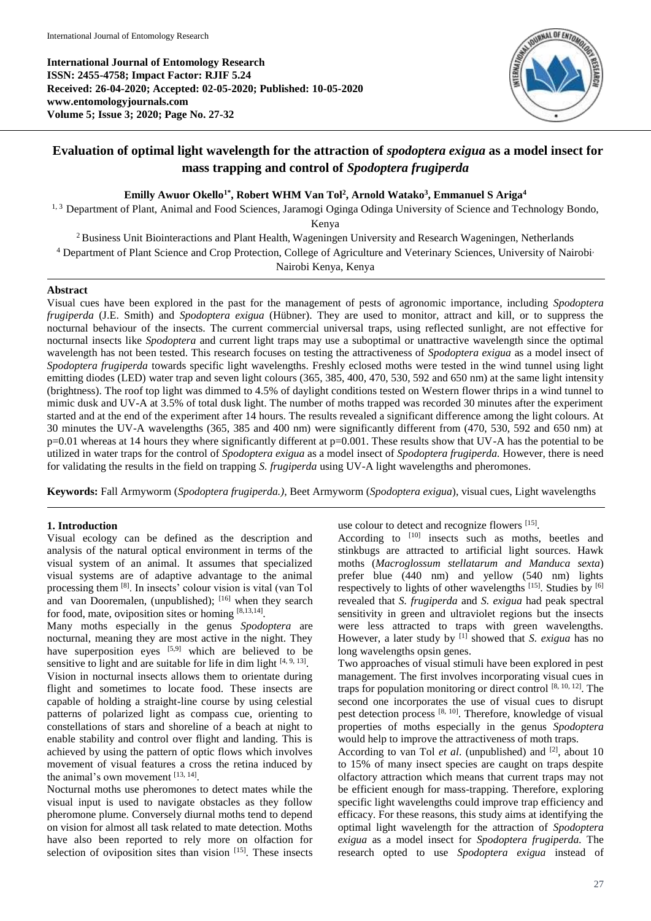**International Journal of Entomology Research**
**ISSN: 2455-4758; Impact Factor: RJIF 5.24**
**Received: 26-04-2020; Accepted: 02-05-2020; Published: 10-05-2020**
**www.entomologyjournals.com**
**Volume 5; Issue 3; 2020; Page No. 27-32**

# Evaluation of optimal light wavelength for the attraction of *spodoptera exigua* as a model insect for mass trapping and control of *Spodoptera frugiperda*

**Emilly Awuor Okello[1*], Robert WHM Van Tol[2], Arnold Watako[3], Emmanuel S Ariga[4]**

[1, 3] Department of Plant, Animal and Food Sciences, Jaramogi Oginga Odinga University of Science and Technology Bondo, Kenya

[2] Business Unit Biointeractions and Plant Health, Wageningen University and Research Wageningen, Netherlands

[4] Department of Plant Science and Crop Protection, College of Agriculture and Veterinary Sciences, University of Nairobi, Nairobi Kenya, Kenya

## Abstract

Visual cues have been explored in the past for the management of pests of agronomic importance, including *Spodoptera frugiperda* (J.E. Smith) and *Spodoptera exigua* (Hübner). They are used to monitor, attract and kill, or to suppress the nocturnal behaviour of the insects. The current commercial universal traps, using reflected sunlight, are not effective for nocturnal insects like *Spodoptera* and current light traps may use a suboptimal or unattractive wavelength since the optimal wavelength has not been tested. This research focuses on testing the attractiveness of *Spodoptera exigua* as a model insect of *Spodoptera frugiperda* towards specific light wavelengths. Freshly eclosed moths were tested in the wind tunnel using light emitting diodes (LED) water trap and seven light colours (365, 385, 400, 470, 530, 592 and 650 nm) at the same light intensity (brightness). The roof top light was dimmed to 4.5% of daylight conditions tested on Western flower thrips in a wind tunnel to mimic dusk and UV-A at 3.5% of total dusk light. The number of moths trapped was recorded 30 minutes after the experiment started and at the end of the experiment after 14 hours. The results revealed a significant difference among the light colours. At 30 minutes the UV-A wavelengths (365, 385 and 400 nm) were significantly different from (470, 530, 592 and 650 nm) at p=0.01 whereas at 14 hours they where significantly different at p=0.001. These results show that UV-A has the potential to be utilized in water traps for the control of *Spodoptera exigua* as a model insect of *Spodoptera frugiperda.* However, there is need for validating the results in the field on trapping *S. frugiperda* using UV-A light wavelengths and pheromones.

**Keywords:** Fall Armyworm (*Spodoptera frugiperda.)*, Beet Armyworm (*Spodoptera exigua*), visual cues, Light wavelengths

## 1. Introduction

Visual ecology can be defined as the description and analysis of the natural optical environment in terms of the visual system of an animal. It assumes that specialized visual systems are of adaptive advantage to the animal processing them [8]. In insects' colour vision is vital (van Tol and van Dooremalen, (unpublished); [16] when they search for food, mate, oviposition sites or homing [8,13,14].

Many moths especially in the genus *Spodoptera* are nocturnal, meaning they are most active in the night. They have superposition eyes [5,9] which are believed to be sensitive to light and are suitable for life in dim light [4, 9, 13].

Vision in nocturnal insects allows them to orientate during flight and sometimes to locate food. These insects are capable of holding a straight-line course by using celestial patterns of polarized light as compass cue, orienting to constellations of stars and shoreline of a beach at night to enable stability and control over flight and landing. This is achieved by using the pattern of optic flows which involves movement of visual features a cross the retina induced by the animal's own movement [13, 14].

Nocturnal moths use pheromones to detect mates while the visual input is used to navigate obstacles as they follow pheromone plume. Conversely diurnal moths tend to depend on vision for almost all task related to mate detection. Moths have also been reported to rely more on olfaction for selection of oviposition sites than vision [15]. These insects use colour to detect and recognize flowers [15].

According to [10] insects such as moths, beetles and stinkbugs are attracted to artificial light sources. Hawk moths (*Macroglossum stellatarum and Manduca sexta*) prefer blue (440 nm) and yellow (540 nm) lights respectively to lights of other wavelengths [15]. Studies by [6] revealed that *S. frugiperda* and *S. exigua* had peak spectral sensitivity in green and ultraviolet regions but the insects were less attracted to traps with green wavelengths. However, a later study by [1] showed that *S. exigua* has no long wavelengths opsin genes.

Two approaches of visual stimuli have been explored in pest management. The first involves incorporating visual cues in traps for population monitoring or direct control [8, 10, 12]. The second one incorporates the use of visual cues to disrupt pest detection process [8, 10]. Therefore, knowledge of visual properties of moths especially in the genus *Spodoptera* would help to improve the attractiveness of moth traps.

According to van Tol *et al*. (unpublished) and [2], about 10 to 15% of many insect species are caught on traps despite olfactory attraction which means that current traps may not be efficient enough for mass-trapping. Therefore, exploring specific light wavelengths could improve trap efficiency and efficacy. For these reasons, this study aims at identifying the optimal light wavelength for the attraction of *Spodoptera exigua* as a model insect for *Spodoptera frugiperda.* The research opted to use *Spodoptera exigua* instead of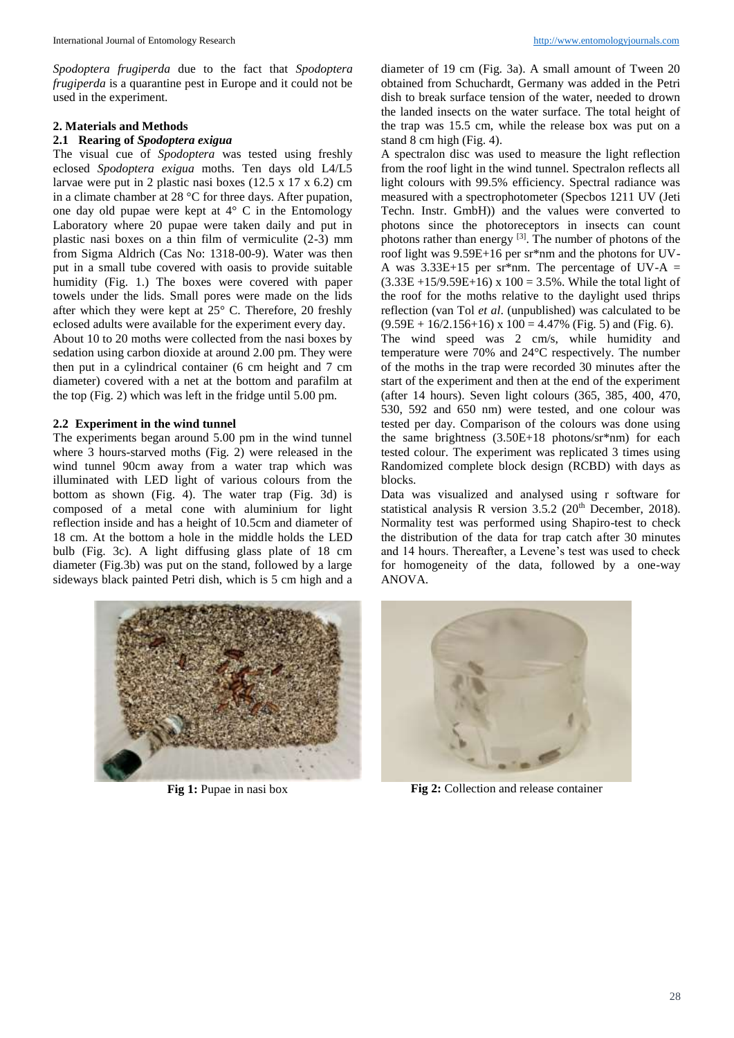*Spodoptera frugiperda* due to the fact that *Spodoptera frugiperda* is a quarantine pest in Europe and it could not be used in the experiment.

## 2. Materials and Methods

### 2.1 Rearing of *Spodoptera exigua*

The visual cue of *Spodoptera* was tested using freshly eclosed *Spodoptera exigua* moths. Ten days old L4/L5 larvae were put in 2 plastic nasi boxes (12.5 x 17 x 6.2) cm in a climate chamber at 28 °C for three days. After pupation, one day old pupae were kept at 4° C in the Entomology Laboratory where 20 pupae were taken daily and put in plastic nasi boxes on a thin film of vermiculite (2-3) mm from Sigma Aldrich (Cas No: 1318-00-9). Water was then put in a small tube covered with oasis to provide suitable humidity (Fig. 1.) The boxes were covered with paper towels under the lids. Small pores were made on the lids after which they were kept at 25° C. Therefore, 20 freshly eclosed adults were available for the experiment every day.

About 10 to 20 moths were collected from the nasi boxes by sedation using carbon dioxide at around 2.00 pm. They were then put in a cylindrical container (6 cm height and 7 cm diameter) covered with a net at the bottom and parafilm at the top (Fig. 2) which was left in the fridge until 5.00 pm.

### 2.2 Experiment in the wind tunnel

The experiments began around 5.00 pm in the wind tunnel where 3 hours-starved moths (Fig. 2) were released in the wind tunnel 90cm away from a water trap which was illuminated with LED light of various colours from the bottom as shown (Fig. 4). The water trap (Fig. 3d) is composed of a metal cone with aluminium for light reflection inside and has a height of 10.5cm and diameter of 18 cm. At the bottom a hole in the middle holds the LED bulb (Fig. 3c). A light diffusing glass plate of 18 cm diameter (Fig.3b) was put on the stand, followed by a large sideways black painted Petri dish, which is 5 cm high and a diameter of 19 cm (Fig. 3a). A small amount of Tween 20 obtained from Schuchardt, Germany was added in the Petri dish to break surface tension of the water, needed to drown the landed insects on the water surface. The total height of the trap was 15.5 cm, while the release box was put on a stand 8 cm high (Fig. 4).

A spectralon disc was used to measure the light reflection from the roof light in the wind tunnel. Spectralon reflects all light colours with 99.5% efficiency. Spectral radiance was measured with a spectrophotometer (Specbos 1211 UV (Jeti Techn. Instr. GmbH)) and the values were converted to photons since the photoreceptors in insects can count photons rather than energy [3]. The number of photons of the roof light was 9.59E+16 per sr*nm and the photons for UV-A was 3.33E+15 per sr*nm. The percentage of UV-A = (3.33E +15/9.59E+16) x 100 = 3.5%. While the total light of the roof for the moths relative to the daylight used thrips reflection (van Tol *et al*. (unpublished) was calculated to be (9.59E + 16/2.156+16) x 100 = 4.47% (Fig. 5) and (Fig. 6).

The wind speed was 2 cm/s, while humidity and temperature were 70% and 24°C respectively. The number of the moths in the trap were recorded 30 minutes after the start of the experiment and then at the end of the experiment (after 14 hours). Seven light colours (365, 385, 400, 470, 530, 592 and 650 nm) were tested, and one colour was tested per day. Comparison of the colours was done using the same brightness (3.50E+18 photons/sr*nm) for each tested colour. The experiment was replicated 3 times using Randomized complete block design (RCBD) with days as blocks.

Data was visualized and analysed using r software for statistical analysis R version 3.5.2 (20th December, 2018). Normality test was performed using Shapiro-test to check the distribution of the data for trap catch after 30 minutes and 14 hours. Thereafter, a Levene's test was used to check for homogeneity of the data, followed by a one-way ANOVA.

**Fig 1:** Pupae in nasi box

**Fig 2:** Collection and release container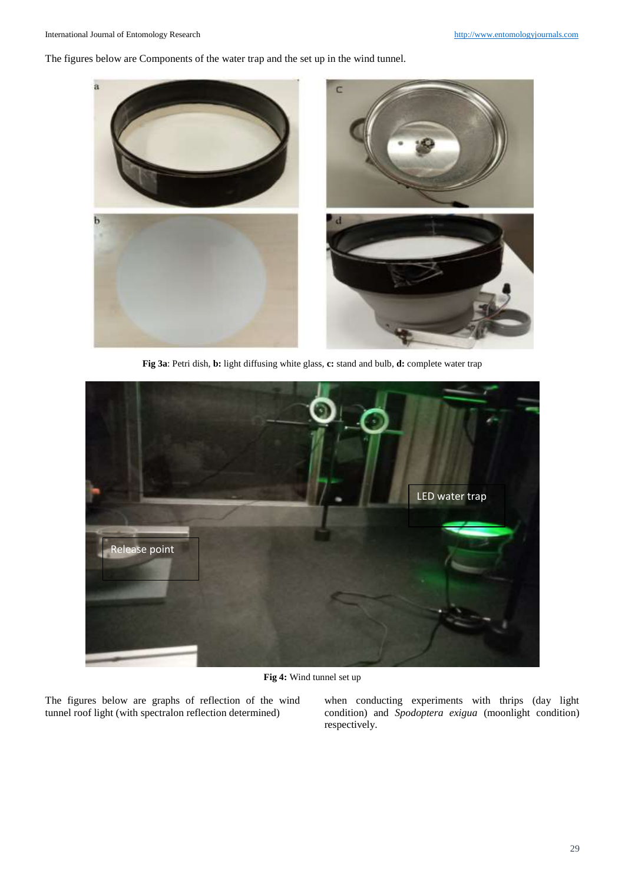The figures below are Components of the water trap and the set up in the wind tunnel.

**Fig 3a**: Petri dish, **b:** light diffusing white glass, **c:** stand and bulb, **d:** complete water trap

**Fig 4:** Wind tunnel set up

The figures below are graphs of reflection of the wind tunnel roof light (with spectralon reflection determined) when conducting experiments with thrips (day light condition) and *Spodoptera exigua* (moonlight condition) respectively.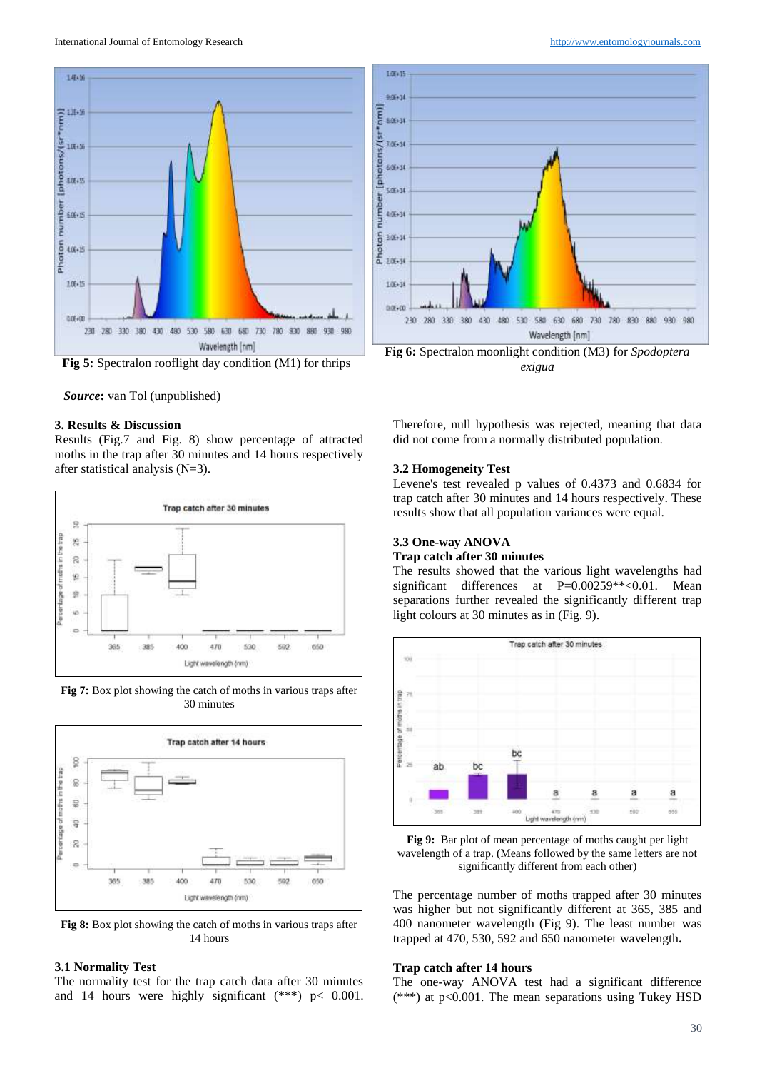Fig 5: Spectralon rooflight day condition (M1) for thrips

Fig 6: Spectralon moonlight condition (M3) for *Spodoptera exigua*

***Source*****:** van Tol (unpublished)

### 3. Results & Discussion

Results (Fig.7 and Fig. 8) show percentage of attracted moths in the trap after 30 minutes and 14 hours respectively after statistical analysis (N=3).

**Fig 7:** Box plot showing the catch of moths in various traps after 30 minutes

**Fig 8:** Box plot showing the catch of moths in various traps after 14 hours

### 3.1 Normality Test

The normality test for the trap catch data after 30 minutes and 14 hours were highly significant (***) p< 0.001. Therefore, null hypothesis was rejected, meaning that data did not come from a normally distributed population.

### 3.2 Homogeneity Test

Levene's test revealed p values of 0.4373 and 0.6834 for trap catch after 30 minutes and 14 hours respectively. These results show that all population variances were equal.

### 3.3 One-way ANOVA

**Trap catch after 30 minutes**

The results showed that the various light wavelengths had significant differences at P=0.00259**<0.01. Mean separations further revealed the significantly different trap light colours at 30 minutes as in (Fig. 9).

**Fig 9:** Bar plot of mean percentage of moths caught per light wavelength of a trap. (Means followed by the same letters are not significantly different from each other)

The percentage number of moths trapped after 30 minutes was higher but not significantly different at 365, 385 and 400 nanometer wavelength (Fig 9). The least number was trapped at 470, 530, 592 and 650 nanometer wavelength**.**

**Trap catch after 14 hours**

The one-way ANOVA test had a significant difference (***) at p<0.001. The mean separations using Tukey HSD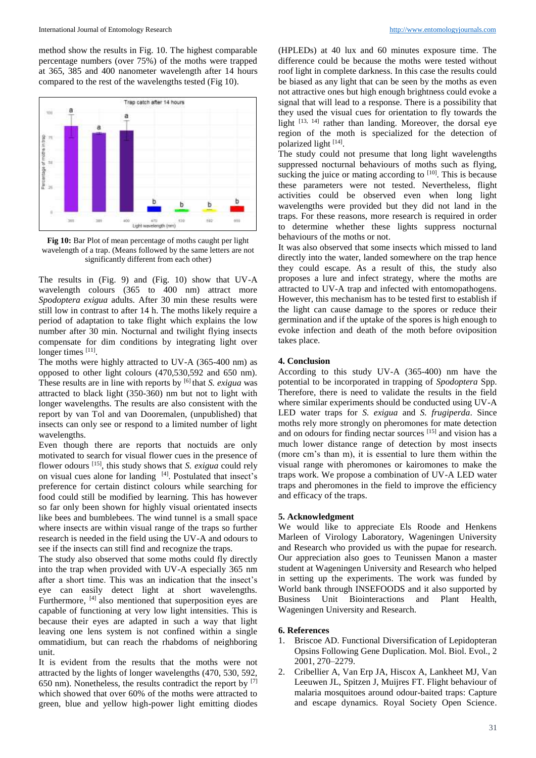method show the results in Fig. 10. The highest comparable percentage numbers (over 75%) of the moths were trapped at 365, 385 and 400 nanometer wavelength after 14 hours compared to the rest of the wavelengths tested (Fig 10).

**Fig 10:** Bar Plot of mean percentage of moths caught per light wavelength of a trap. (Means followed by the same letters are not significantly different from each other)

The results in (Fig. 9) and (Fig. 10) show that UV-A wavelength colours (365 to 400 nm) attract more *Spodoptera exigua* adults. After 30 min these results were still low in contrast to after 14 h. The moths likely require a period of adaptation to take flight which explains the low number after 30 min. Nocturnal and twilight flying insects compensate for dim conditions by integrating light over longer times [11].

The moths were highly attracted to UV-A (365-400 nm) as opposed to other light colours (470,530,592 and 650 nm). These results are in line with reports by [6] that *S. exigua* was attracted to black light (350-360) nm but not to light with longer wavelengths. The results are also consistent with the report by van Tol and van Dooremalen, (unpublished) that insects can only see or respond to a limited number of light wavelengths.

Even though there are reports that noctuids are only motivated to search for visual flower cues in the presence of flower odours [15], this study shows that *S. exigua* could rely on visual cues alone for landing [4]. Postulated that insect's preference for certain distinct colours while searching for food could still be modified by learning. This has however so far only been shown for highly visual orientated insects like bees and bumblebees. The wind tunnel is a small space where insects are within visual range of the traps so further research is needed in the field using the UV-A and odours to see if the insects can still find and recognize the traps.

The study also observed that some moths could fly directly into the trap when provided with UV-A especially 365 nm after a short time. This was an indication that the insect's eye can easily detect light at short wavelengths. Furthermore, [4] also mentioned that superposition eyes are capable of functioning at very low light intensities. This is because their eyes are adapted in such a way that light leaving one lens system is not confined within a single ommatidium, but can reach the rhabdoms of neighboring unit.

It is evident from the results that the moths were not attracted by the lights of longer wavelengths (470, 530, 592, 650 nm). Nonetheless, the results contradict the report by [7] which showed that over 60% of the moths were attracted to green, blue and yellow high-power light emitting diodes (HPLEDs) at 40 lux and 60 minutes exposure time. The difference could be because the moths were tested without roof light in complete darkness. In this case the results could be biased as any light that can be seen by the moths as even not attractive ones but high enough brightness could evoke a signal that will lead to a response. There is a possibility that they used the visual cues for orientation to fly towards the light [13, 14] rather than landing. Moreover, the dorsal eye region of the moth is specialized for the detection of polarized light [14].

The study could not presume that long light wavelengths suppressed nocturnal behaviours of moths such as flying, sucking the juice or mating according to [10]. This is because these parameters were not tested. Nevertheless, flight activities could be observed even when long light wavelengths were provided but they did not land in the traps. For these reasons, more research is required in order to determine whether these lights suppress nocturnal behaviours of the moths or not.

It was also observed that some insects which missed to land directly into the water, landed somewhere on the trap hence they could escape. As a result of this, the study also proposes a lure and infect strategy, where the moths are attracted to UV-A trap and infected with entomopathogens. However, this mechanism has to be tested first to establish if the light can cause damage to the spores or reduce their germination and if the uptake of the spores is high enough to evoke infection and death of the moth before oviposition takes place.

## 4. Conclusion

According to this study UV-A (365-400) nm have the potential to be incorporated in trapping of *Spodoptera* Spp. Therefore, there is need to validate the results in the field where similar experiments should be conducted using UV-A LED water traps for *S. exigua* and *S. frugiperda*. Since moths rely more strongly on pheromones for mate detection and on odours for finding nectar sources [15] and vision has a much lower distance range of detection by most insects (more cm's than m), it is essential to lure them within the visual range with pheromones or kairomones to make the traps work. We propose a combination of UV-A LED water traps and pheromones in the field to improve the efficiency and efficacy of the traps.

## 5. Acknowledgment

We would like to appreciate Els Roode and Henkens Marleen of Virology Laboratory, Wageningen University and Research who provided us with the pupae for research. Our appreciation also goes to Teunissen Manon a master student at Wageningen University and Research who helped in setting up the experiments. The work was funded by World bank through INSEFOODS and it also supported by Business Unit Biointeractions and Plant Health, Wageningen University and Research.

## 6. References

1. Briscoe AD. Functional Diversification of Lepidopteran Opsins Following Gene Duplication. Mol. Biol. Evol., 2 2001, 270–2279.
2. Cribellier A, Van Erp JA, Hiscox A, Lankheet MJ, Van Leeuwen JL, Spitzen J, Muijres FT. Flight behaviour of malaria mosquitoes around odour-baited traps: Capture and escape dynamics. Royal Society Open Science.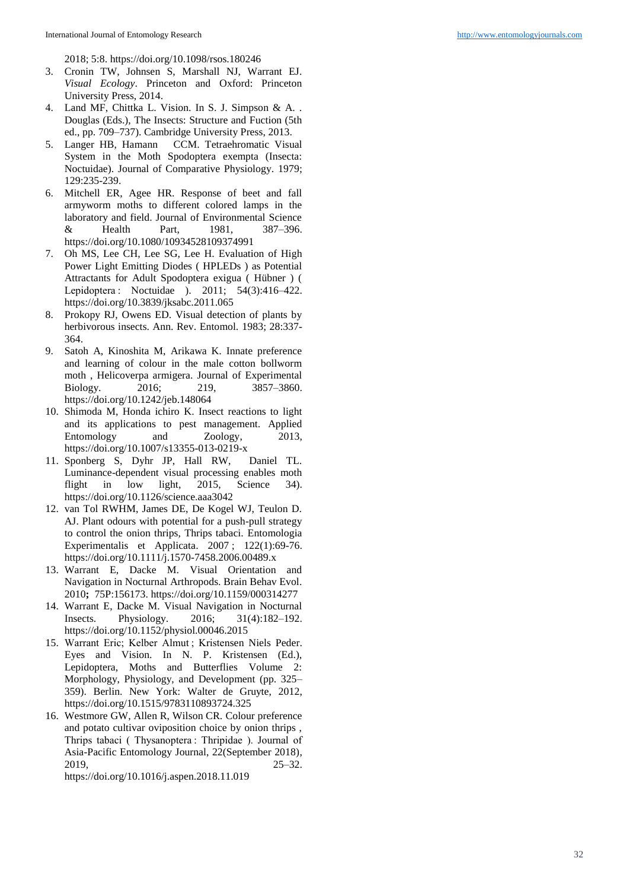2018; 5:8. https://doi.org/10.1098/rsos.180246

3. Cronin TW, Johnsen S, Marshall NJ, Warrant EJ. *Visual Ecology*. Princeton and Oxford: Princeton University Press, 2014.
4. Land MF, Chittka L. Vision. In S. J. Simpson & A. . Douglas (Eds.), The Insects: Structure and Fuction (5th ed., pp. 709–737). Cambridge University Press, 2013.
5. Langer HB, Hamann CCM. Tetraehromatic Visual System in the Moth Spodoptera exempta (Insecta: Noctuidae). Journal of Comparative Physiology. 1979; 129:235-239.
6. Mitchell ER, Agee HR. Response of beet and fall armyworm moths to different colored lamps in the laboratory and field. Journal of Environmental Science & Health Part, 1981, 387–396. https://doi.org/10.1080/10934528109374991
7. Oh MS, Lee CH, Lee SG, Lee H. Evaluation of High Power Light Emitting Diodes ( HPLEDs ) as Potential Attractants for Adult Spodoptera exigua ( Hübner ) ( Lepidoptera : Noctuidae ). 2011; 54(3):416–422. https://doi.org/10.3839/jksabc.2011.065
8. Prokopy RJ, Owens ED. Visual detection of plants by herbivorous insects. Ann. Rev. Entomol. 1983; 28:337-364.
9. Satoh A, Kinoshita M, Arikawa K. Innate preference and learning of colour in the male cotton bollworm moth , Helicoverpa armigera. Journal of Experimental Biology. 2016; 219, 3857–3860. https://doi.org/10.1242/jeb.148064
10. Shimoda M, Honda ichiro K. Insect reactions to light and its applications to pest management. Applied Entomology and Zoology, 2013, https://doi.org/10.1007/s13355-013-0219-x
11. Sponberg S, Dyhr JP, Hall RW, Daniel TL. Luminance-dependent visual processing enables moth flight in low light, 2015, Science 34). https://doi.org/10.1126/science.aaa3042
12. van Tol RWHM, James DE, De Kogel WJ, Teulon D. AJ. Plant odours with potential for a push-pull strategy to control the onion thrips, Thrips tabaci. Entomologia Experimentalis et Applicata. 2007 ; 122(1):69-76. https://doi.org/10.1111/j.1570-7458.2006.00489.x
13. Warrant E, Dacke M. Visual Orientation and Navigation in Nocturnal Arthropods. Brain Behav Evol. 2010**;** 75P:156173. https://doi.org/10.1159/000314277
14. Warrant E, Dacke M. Visual Navigation in Nocturnal Insects. Physiology. 2016; 31(4):182–192. https://doi.org/10.1152/physiol.00046.2015
15. Warrant Eric; Kelber Almut ; Kristensen Niels Peder. Eyes and Vision. In N. P. Kristensen (Ed.), Lepidoptera, Moths and Butterflies Volume 2: Morphology, Physiology, and Development (pp. 325–359). Berlin. New York: Walter de Gruyte, 2012, https://doi.org/10.1515/9783110893724.325
16. Westmore GW, Allen R, Wilson CR. Colour preference and potato cultivar oviposition choice by onion thrips , Thrips tabaci ( Thysanoptera : Thripidae ). Journal of Asia-Pacific Entomology Journal, 22(September 2018), 2019, 25–32. https://doi.org/10.1016/j.aspen.2018.11.019